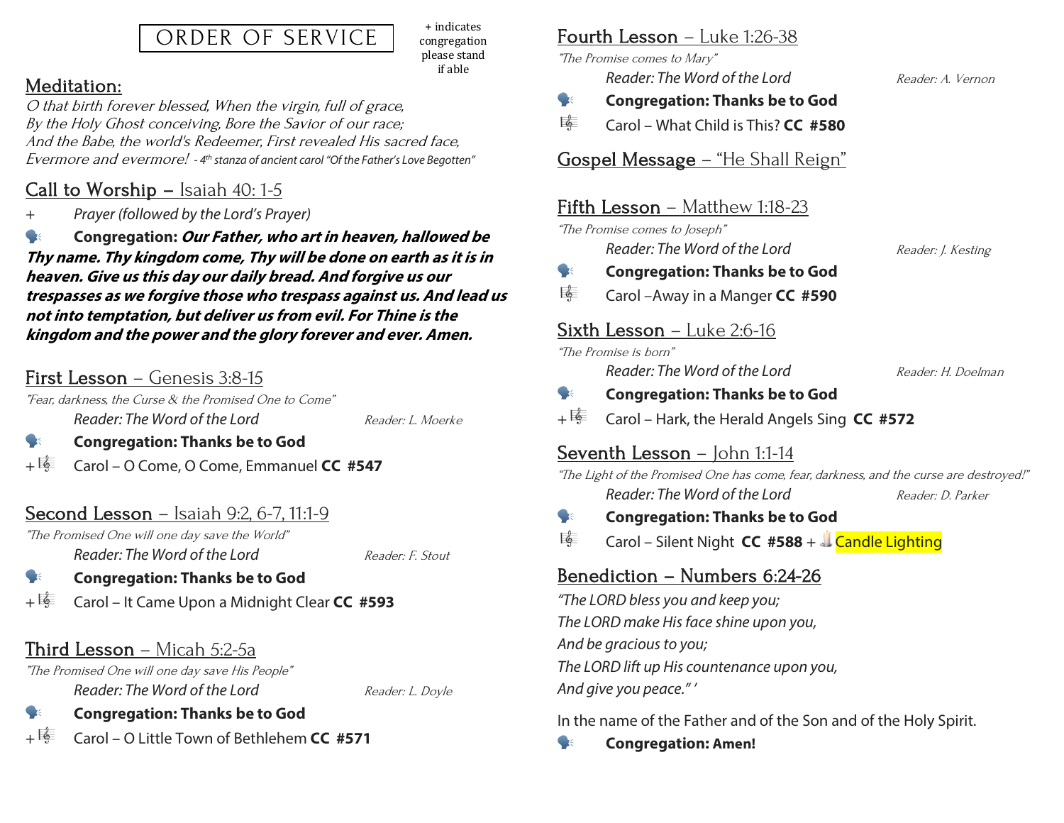# ORDER OF SERVICE

+ indicates congregation please stand if able

## Meditation:

*O that birth forever blessed, When the virgin, full of grace,*
*By the Holy Ghost conceiving, Bore the Savior of our race;*
*And the Babe, the world's Redeemer, First revealed His sacred face,*
*Evermore and evermore!* *- 4th stanza of ancient carol "Of the Father's Love Begotten"*

## Call to Worship – Isaiah 40: 1-5

\+ *Prayer (followed by the Lord's Prayer)*

**Congregation: *Our Father, who art in heaven, hallowed be Thy name. Thy kingdom come, Thy will be done on earth as it is in heaven. Give us this day our daily bread. And forgive us our trespasses as we forgive those who trespass against us. And lead us not into temptation, but deliver us from evil. For Thine is the kingdom and the power and the glory forever and ever. Amen.***

## First Lesson – Genesis 3:8-15

*"Fear, darkness, the Curse & the Promised One to Come"*

*Reader: The Word of the Lord* — *Reader: L. Moerke*

**Congregation: Thanks be to God**

\+ Carol – O Come, O Come, Emmanuel **CC #547**

## Second Lesson – Isaiah 9:2, 6-7, 11:1-9

*"The Promised One will one day save the World"*

*Reader: The Word of the Lord* — *Reader: F. Stout*

**Congregation: Thanks be to God**

\+ Carol – It Came Upon a Midnight Clear **CC #593**

## Third Lesson – Micah 5:2-5a

*"The Promised One will one day save His People"*

*Reader: The Word of the Lord* — *Reader: L. Doyle*

**Congregation: Thanks be to God**

\+ Carol – O Little Town of Bethlehem **CC #571**

## Fourth Lesson – Luke 1:26-38

*"The Promise comes to Mary"*

*Reader: The Word of the Lord* — *Reader: A. Vernon*

**Congregation: Thanks be to God**

Carol – What Child is This? **CC #580**

## Gospel Message – "He Shall Reign"

## Fifth Lesson – Matthew 1:18-23

*"The Promise comes to Joseph"*

*Reader: The Word of the Lord* — *Reader: J. Kesting*

**Congregation: Thanks be to God**

Carol –Away in a Manger **CC #590**

## Sixth Lesson – Luke 2:6-16

*"The Promise is born"*

*Reader: The Word of the Lord* — *Reader: H. Doelman*

**Congregation: Thanks be to God**

\+ Carol – Hark, the Herald Angels Sing **CC #572**

## Seventh Lesson – John 1:1-14

*"The Light of the Promised One has come, fear, darkness, and the curse are destroyed!"*

*Reader: The Word of the Lord* — *Reader: D. Parker*

**Congregation: Thanks be to God**

Carol – Silent Night **CC #588** + Candle Lighting

## Benediction – Numbers 6:24-26

*"The LORD bless you and keep you;*
*The LORD make His face shine upon you,*
*And be gracious to you;*
*The LORD lift up His countenance upon you,*
*And give you peace." '*

In the name of the Father and of the Son and of the Holy Spirit.

**Congregation: Amen!**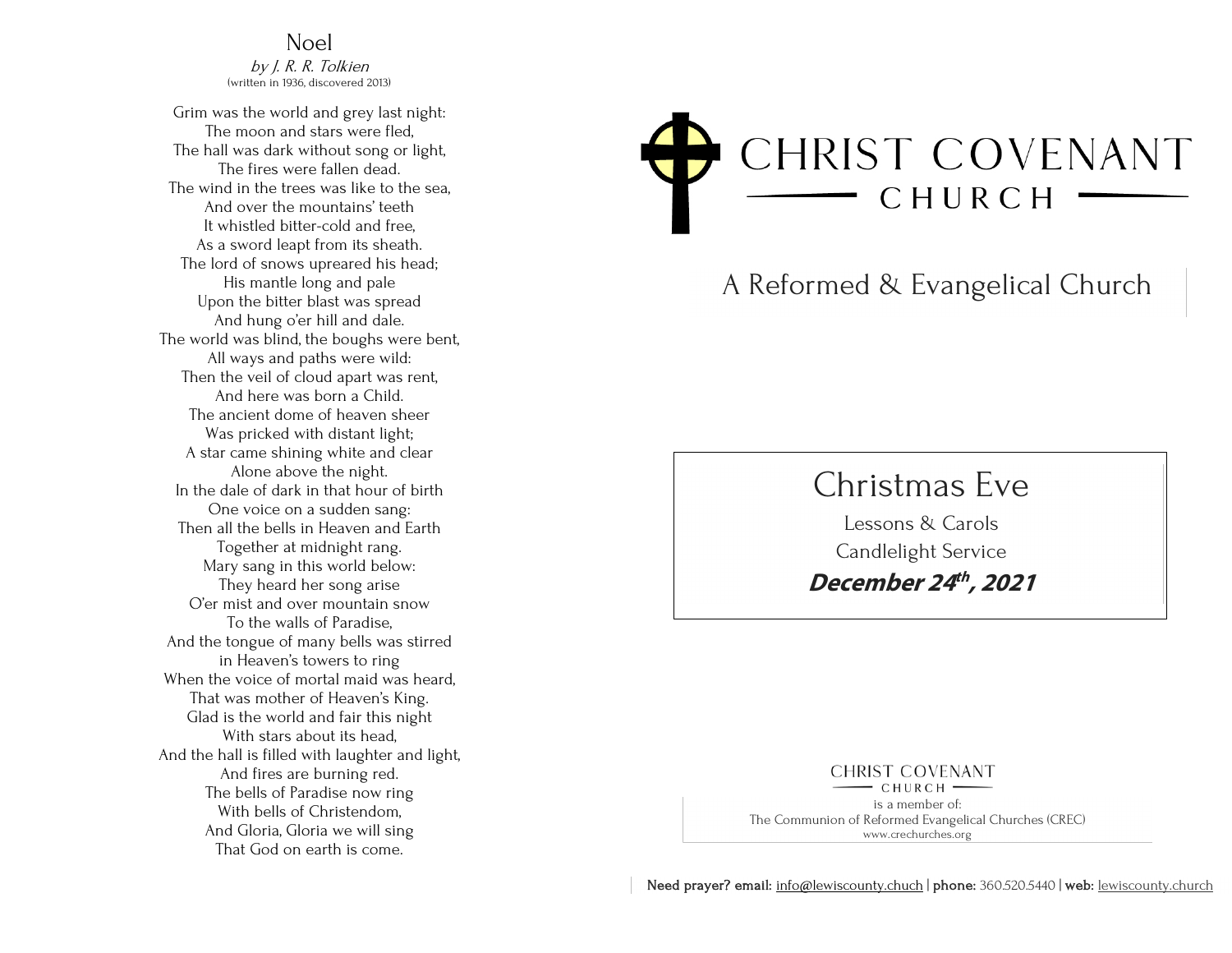## Noel

*by J. R. R. Tolkien*
(written in 1936, discovered 2013)

Grim was the world and grey last night:
The moon and stars were fled,
The hall was dark without song or light,
The fires were fallen dead.
The wind in the trees was like to the sea,
And over the mountains' teeth
It whistled bitter-cold and free,
As a sword leapt from its sheath.
The lord of snows upreared his head;
His mantle long and pale
Upon the bitter blast was spread
And hung o'er hill and dale.
The world was blind, the boughs were bent,
All ways and paths were wild:
Then the veil of cloud apart was rent,
And here was born a Child.
The ancient dome of heaven sheer
Was pricked with distant light;
A star came shining white and clear
Alone above the night.
In the dale of dark in that hour of birth
One voice on a sudden sang:
Then all the bells in Heaven and Earth
Together at midnight rang.
Mary sang in this world below:
They heard her song arise
O'er mist and over mountain snow
To the walls of Paradise,
And the tongue of many bells was stirred
in Heaven's towers to ring
When the voice of mortal maid was heard,
That was mother of Heaven's King.
Glad is the world and fair this night
With stars about its head,
And the hall is filled with laughter and light,
And fires are burning red.
The bells of Paradise now ring
With bells of Christendom,
And Gloria, Gloria we will sing
That God on earth is come.

# CHRIST COVENANT CHURCH

A Reformed & Evangelical Church

## Christmas Eve

Lessons & Carols
Candlelight Service
***December 24th, 2021***

CHRIST COVENANT CHURCH
is a member of:
The Communion of Reformed Evangelical Churches (CREC)
www.crechurches.org

**Need prayer? email:** info@lewiscounty.chuch | **phone:** 360.520.5440 | **web:** lewiscounty.church